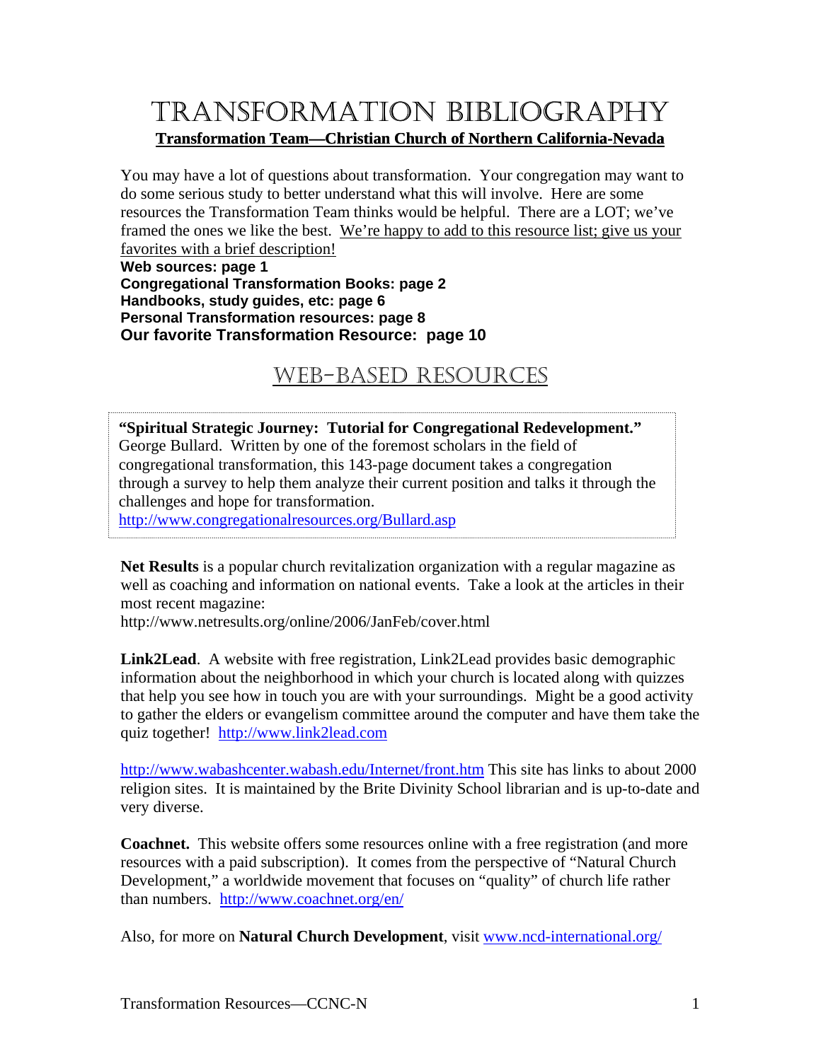# Transformation Bibliography

**Transformation Team—Christian Church of Northern California-Nevada**

You may have a lot of questions about transformation. Your congregation may want to do some serious study to better understand what this will involve. Here are some resources the Transformation Team thinks would be helpful. There are a LOT; we've framed the ones we like the best. We're happy to add to this resource list; give us your favorites with a brief description!

**Web sources: page 1**
**Congregational Transformation Books: page 2**
**Handbooks, study guides, etc: page 6**
**Personal Transformation resources: page 8**
**Our favorite Transformation Resource: page 10**

## Web-Based Resources

**"Spiritual Strategic Journey: Tutorial for Congregational Redevelopment."** George Bullard. Written by one of the foremost scholars in the field of congregational transformation, this 143-page document takes a congregation through a survey to help them analyze their current position and talks it through the challenges and hope for transformation. http://www.congregationalresources.org/Bullard.asp

**Net Results** is a popular church revitalization organization with a regular magazine as well as coaching and information on national events. Take a look at the articles in their most recent magazine:
http://www.netresults.org/online/2006/JanFeb/cover.html

**Link2Lead**. A website with free registration, Link2Lead provides basic demographic information about the neighborhood in which your church is located along with quizzes that help you see how in touch you are with your surroundings. Might be a good activity to gather the elders or evangelism committee around the computer and have them take the quiz together! http://www.link2lead.com

http://www.wabashcenter.wabash.edu/Internet/front.htm This site has links to about 2000 religion sites. It is maintained by the Brite Divinity School librarian and is up-to-date and very diverse.

**Coachnet.** This website offers some resources online with a free registration (and more resources with a paid subscription). It comes from the perspective of "Natural Church Development," a worldwide movement that focuses on "quality" of church life rather than numbers. http://www.coachnet.org/en/

Also, for more on **Natural Church Development**, visit www.ncd-international.org/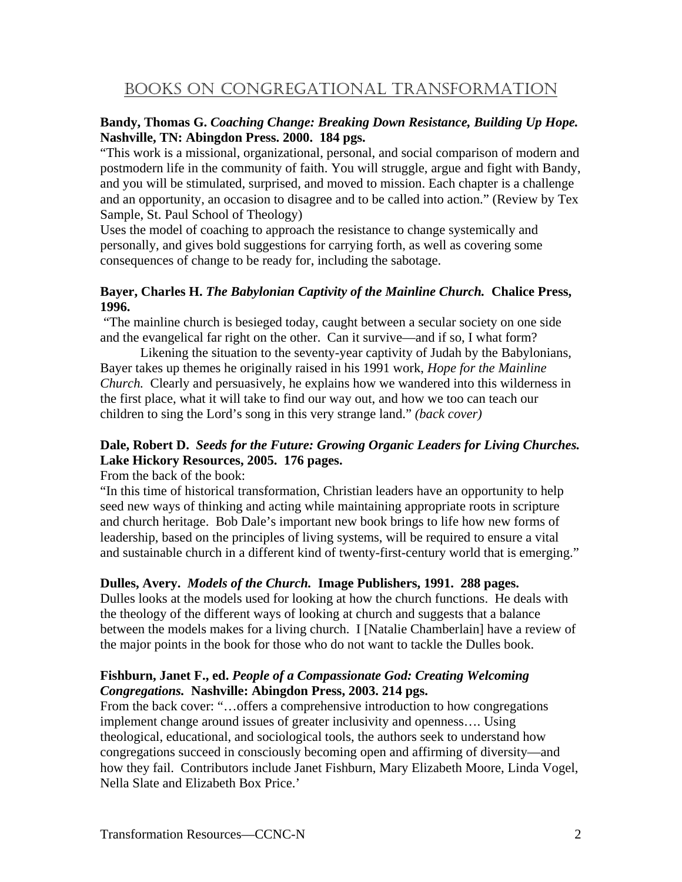# Books on Congregational Transformation

**Bandy, Thomas G. *Coaching Change: Breaking Down Resistance, Building Up Hope.* Nashville, TN: Abingdon Press. 2000. 184 pgs.**

"This work is a missional, organizational, personal, and social comparison of modern and postmodern life in the community of faith. You will struggle, argue and fight with Bandy, and you will be stimulated, surprised, and moved to mission. Each chapter is a challenge and an opportunity, an occasion to disagree and to be called into action." (Review by Tex Sample, St. Paul School of Theology)

Uses the model of coaching to approach the resistance to change systemically and personally, and gives bold suggestions for carrying forth, as well as covering some consequences of change to be ready for, including the sabotage.

**Bayer, Charles H. *The Babylonian Captivity of the Mainline Church.* Chalice Press, 1996.**

"The mainline church is besieged today, caught between a secular society on one side and the evangelical far right on the other. Can it survive—and if so, I what form?

Likening the situation to the seventy-year captivity of Judah by the Babylonians, Bayer takes up themes he originally raised in his 1991 work, *Hope for the Mainline Church.* Clearly and persuasively, he explains how we wandered into this wilderness in the first place, what it will take to find our way out, and how we too can teach our children to sing the Lord's song in this very strange land." *(back cover)*

**Dale, Robert D. *Seeds for the Future: Growing Organic Leaders for Living Churches.* Lake Hickory Resources, 2005. 176 pages.**

From the back of the book:

"In this time of historical transformation, Christian leaders have an opportunity to help seed new ways of thinking and acting while maintaining appropriate roots in scripture and church heritage. Bob Dale's important new book brings to life how new forms of leadership, based on the principles of living systems, will be required to ensure a vital and sustainable church in a different kind of twenty-first-century world that is emerging."

**Dulles, Avery. *Models of the Church.* Image Publishers, 1991. 288 pages.**

Dulles looks at the models used for looking at how the church functions. He deals with the theology of the different ways of looking at church and suggests that a balance between the models makes for a living church. I [Natalie Chamberlain] have a review of the major points in the book for those who do not want to tackle the Dulles book.

**Fishburn, Janet F., ed. *People of a Compassionate God: Creating Welcoming Congregations.* Nashville: Abingdon Press, 2003. 214 pgs.**

From the back cover: "…offers a comprehensive introduction to how congregations implement change around issues of greater inclusivity and openness…. Using theological, educational, and sociological tools, the authors seek to understand how congregations succeed in consciously becoming open and affirming of diversity—and how they fail. Contributors include Janet Fishburn, Mary Elizabeth Moore, Linda Vogel, Nella Slate and Elizabeth Box Price.'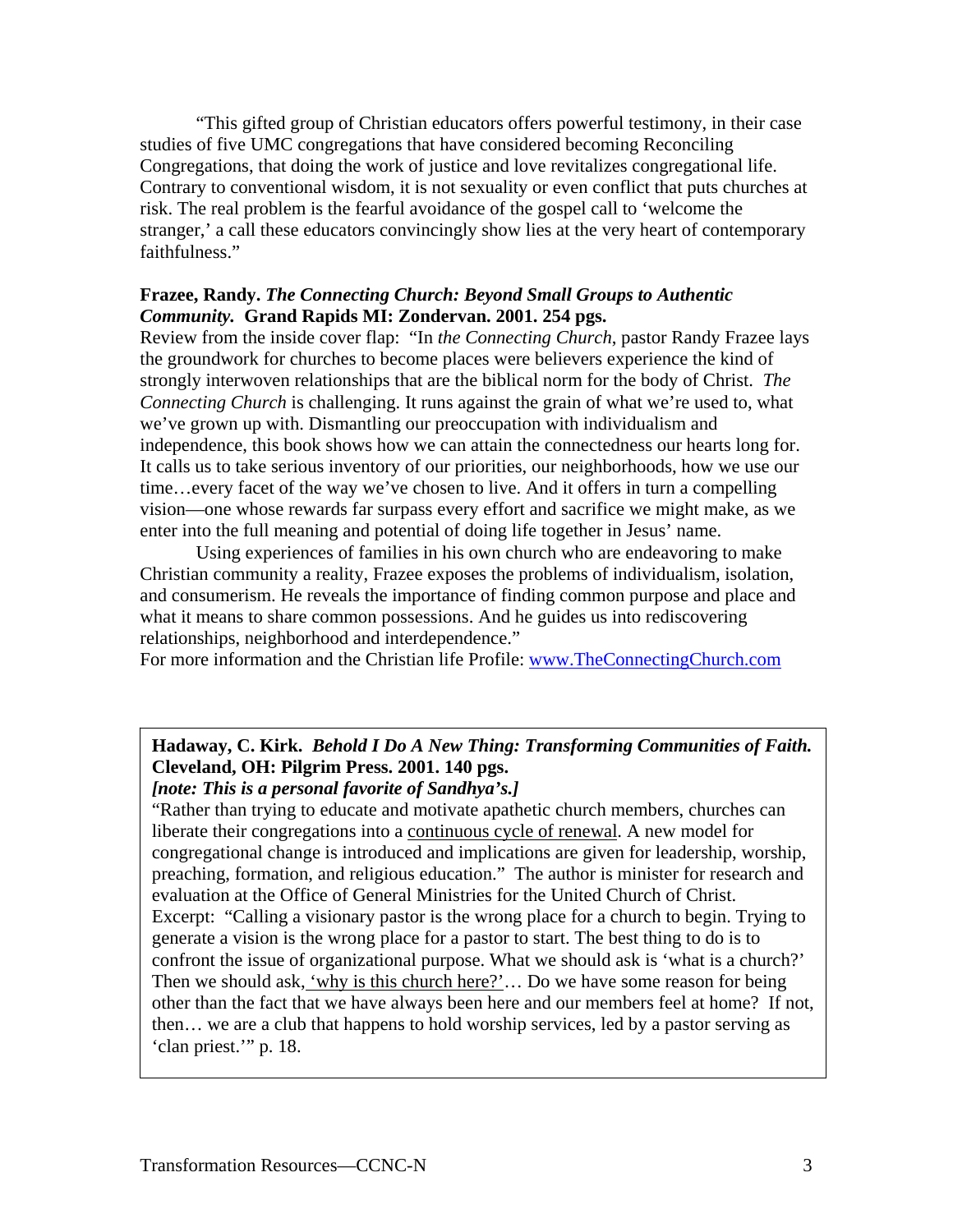"This gifted group of Christian educators offers powerful testimony, in their case studies of five UMC congregations that have considered becoming Reconciling Congregations, that doing the work of justice and love revitalizes congregational life. Contrary to conventional wisdom, it is not sexuality or even conflict that puts churches at risk. The real problem is the fearful avoidance of the gospel call to 'welcome the stranger,' a call these educators convincingly show lies at the very heart of contemporary faithfulness."

**Frazee, Randy.** ***The Connecting Church: Beyond Small Groups to Authentic Community.*** **Grand Rapids MI: Zondervan. 2001. 254 pgs.**

Review from the inside cover flap: "In *the Connecting Church*, pastor Randy Frazee lays the groundwork for churches to become places were believers experience the kind of strongly interwoven relationships that are the biblical norm for the body of Christ. *The Connecting Church* is challenging. It runs against the grain of what we're used to, what we've grown up with. Dismantling our preoccupation with individualism and independence, this book shows how we can attain the connectedness our hearts long for. It calls us to take serious inventory of our priorities, our neighborhoods, how we use our time…every facet of the way we've chosen to live. And it offers in turn a compelling vision—one whose rewards far surpass every effort and sacrifice we might make, as we enter into the full meaning and potential of doing life together in Jesus' name.

Using experiences of families in his own church who are endeavoring to make Christian community a reality, Frazee exposes the problems of individualism, isolation, and consumerism. He reveals the importance of finding common purpose and place and what it means to share common possessions. And he guides us into rediscovering relationships, neighborhood and interdependence."

For more information and the Christian life Profile: www.TheConnectingChurch.com

**Hadaway, C. Kirk.** ***Behold I Do A New Thing: Transforming Communities of Faith.*** **Cleveland, OH: Pilgrim Press. 2001. 140 pgs.**
***[note: This is a personal favorite of Sandhya's.]***

"Rather than trying to educate and motivate apathetic church members, churches can liberate their congregations into a continuous cycle of renewal. A new model for congregational change is introduced and implications are given for leadership, worship, preaching, formation, and religious education." The author is minister for research and evaluation at the Office of General Ministries for the United Church of Christ.

Excerpt: "Calling a visionary pastor is the wrong place for a church to begin. Trying to generate a vision is the wrong place for a pastor to start. The best thing to do is to confront the issue of organizational purpose. What we should ask is 'what is a church?' Then we should ask, 'why is this church here?'… Do we have some reason for being other than the fact that we have always been here and our members feel at home? If not, then… we are a club that happens to hold worship services, led by a pastor serving as 'clan priest.'" p. 18.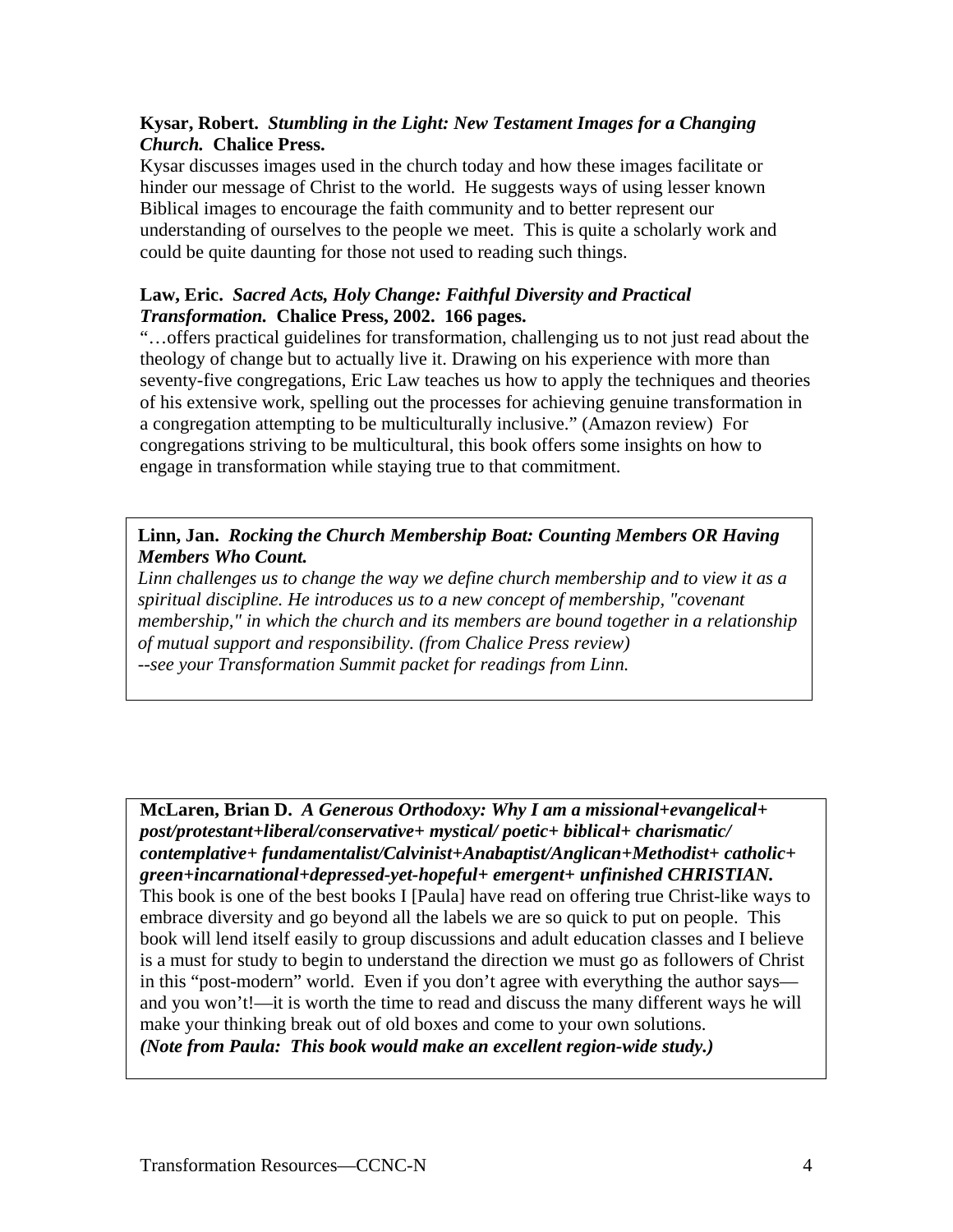**Kysar, Robert.** ***Stumbling in the Light: New Testament Images for a Changing Church.*** **Chalice Press.**
Kysar discusses images used in the church today and how these images facilitate or hinder our message of Christ to the world. He suggests ways of using lesser known Biblical images to encourage the faith community and to better represent our understanding of ourselves to the people we meet. This is quite a scholarly work and could be quite daunting for those not used to reading such things.

**Law, Eric.** ***Sacred Acts, Holy Change: Faithful Diversity and Practical Transformation.*** **Chalice Press, 2002. 166 pages.**
"…offers practical guidelines for transformation, challenging us to not just read about the theology of change but to actually live it. Drawing on his experience with more than seventy-five congregations, Eric Law teaches us how to apply the techniques and theories of his extensive work, spelling out the processes for achieving genuine transformation in a congregation attempting to be multiculturally inclusive." (Amazon review) For congregations striving to be multicultural, this book offers some insights on how to engage in transformation while staying true to that commitment.

**Linn, Jan.** ***Rocking the Church Membership Boat: Counting Members OR Having Members Who Count.***
*Linn challenges us to change the way we define church membership and to view it as a spiritual discipline. He introduces us to a new concept of membership, "covenant membership," in which the church and its members are bound together in a relationship of mutual support and responsibility. (from Chalice Press review)*
*--see your Transformation Summit packet for readings from Linn.*

**McLaren, Brian D.** ***A Generous Orthodoxy: Why I am a missional+evangelical+ post/protestant+liberal/conservative+ mystical/ poetic+ biblical+ charismatic/ contemplative+ fundamentalist/Calvinist+Anabaptist/Anglican+Methodist+ catholic+ green+incarnational+depressed-yet-hopeful+ emergent+ unfinished CHRISTIAN.***
This book is one of the best books I [Paula] have read on offering true Christ-like ways to embrace diversity and go beyond all the labels we are so quick to put on people. This book will lend itself easily to group discussions and adult education classes and I believe is a must for study to begin to understand the direction we must go as followers of Christ in this "post-modern" world. Even if you don't agree with everything the author says—and you won't!—it is worth the time to read and discuss the many different ways he will make your thinking break out of old boxes and come to your own solutions.
***(Note from Paula: This book would make an excellent region-wide study.)***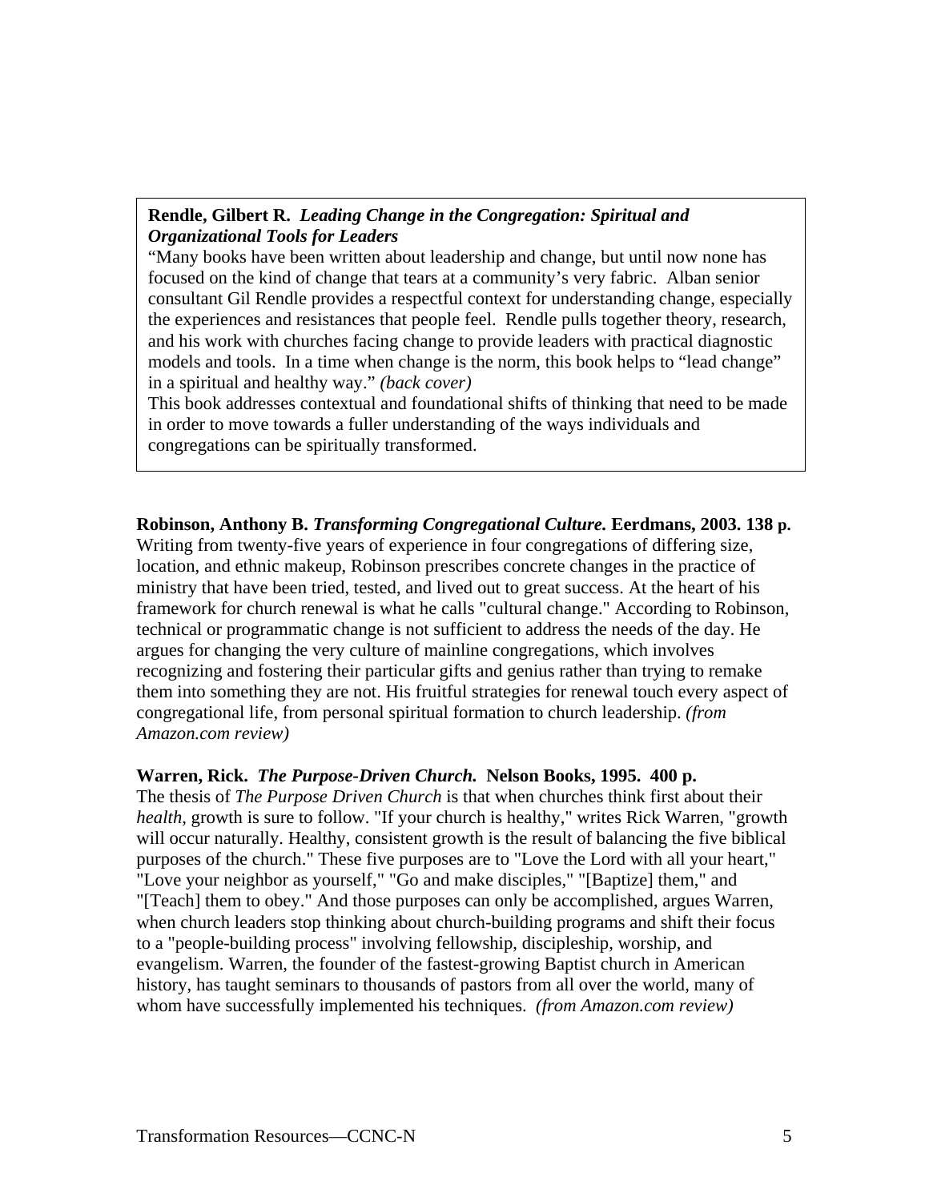**Rendle, Gilbert R.** ***Leading Change in the Congregation: Spiritual and Organizational Tools for Leaders***

"Many books have been written about leadership and change, but until now none has focused on the kind of change that tears at a community's very fabric. Alban senior consultant Gil Rendle provides a respectful context for understanding change, especially the experiences and resistances that people feel. Rendle pulls together theory, research, and his work with churches facing change to provide leaders with practical diagnostic models and tools. In a time when change is the norm, this book helps to "lead change" in a spiritual and healthy way." *(back cover)*

This book addresses contextual and foundational shifts of thinking that need to be made in order to move towards a fuller understanding of the ways individuals and congregations can be spiritually transformed.

**Robinson, Anthony B.** ***Transforming Congregational Culture.*** **Eerdmans, 2003. 138 p.**

Writing from twenty-five years of experience in four congregations of differing size, location, and ethnic makeup, Robinson prescribes concrete changes in the practice of ministry that have been tried, tested, and lived out to great success. At the heart of his framework for church renewal is what he calls "cultural change." According to Robinson, technical or programmatic change is not sufficient to address the needs of the day. He argues for changing the very culture of mainline congregations, which involves recognizing and fostering their particular gifts and genius rather than trying to remake them into something they are not. His fruitful strategies for renewal touch every aspect of congregational life, from personal spiritual formation to church leadership. *(from Amazon.com review)*

**Warren, Rick.** ***The Purpose-Driven Church.*** **Nelson Books, 1995. 400 p.**

The thesis of *The Purpose Driven Church* is that when churches think first about their *health*, growth is sure to follow. "If your church is healthy," writes Rick Warren, "growth will occur naturally. Healthy, consistent growth is the result of balancing the five biblical purposes of the church." These five purposes are to "Love the Lord with all your heart," "Love your neighbor as yourself," "Go and make disciples," "[Baptize] them," and "[Teach] them to obey." And those purposes can only be accomplished, argues Warren, when church leaders stop thinking about church-building programs and shift their focus to a "people-building process" involving fellowship, discipleship, worship, and evangelism. Warren, the founder of the fastest-growing Baptist church in American history, has taught seminars to thousands of pastors from all over the world, many of whom have successfully implemented his techniques. *(from Amazon.com review)*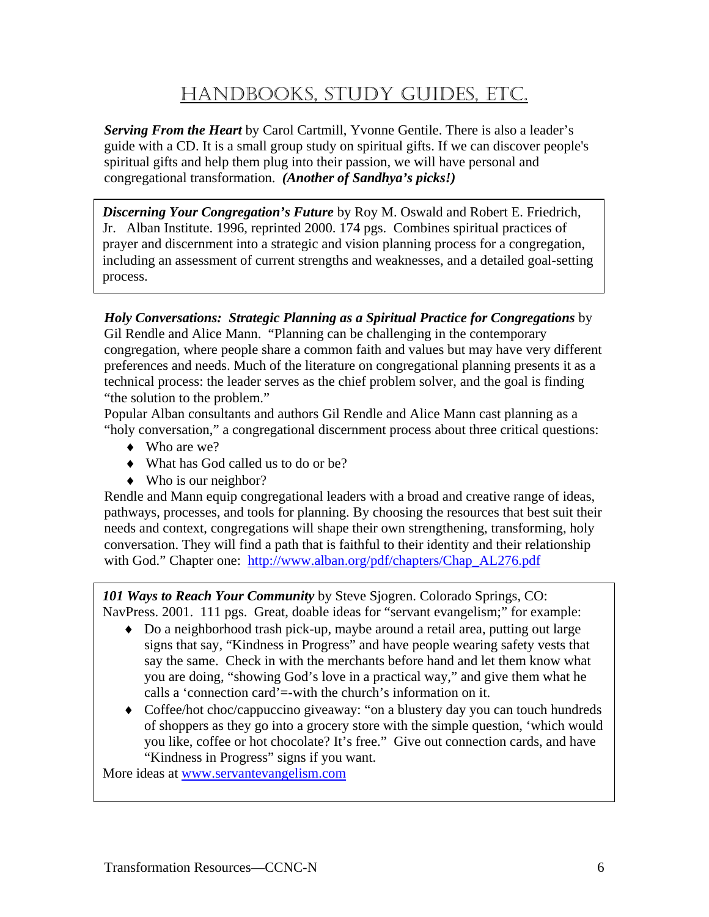# Handbooks, Study Guides, etc.

***Serving From the Heart*** by Carol Cartmill, Yvonne Gentile. There is also a leader's guide with a CD. It is a small group study on spiritual gifts. If we can discover people's spiritual gifts and help them plug into their passion, we will have personal and congregational transformation. ***(Another of Sandhya's picks!)***

***Discerning Your Congregation's Future*** by Roy M. Oswald and Robert E. Friedrich, Jr. Alban Institute. 1996, reprinted 2000. 174 pgs. Combines spiritual practices of prayer and discernment into a strategic and vision planning process for a congregation, including an assessment of current strengths and weaknesses, and a detailed goal-setting process.

***Holy Conversations: Strategic Planning as a Spiritual Practice for Congregations*** by Gil Rendle and Alice Mann. "Planning can be challenging in the contemporary congregation, where people share a common faith and values but may have very different preferences and needs. Much of the literature on congregational planning presents it as a technical process: the leader serves as the chief problem solver, and the goal is finding "the solution to the problem."

Popular Alban consultants and authors Gil Rendle and Alice Mann cast planning as a "holy conversation," a congregational discernment process about three critical questions:

- Who are we?
- What has God called us to do or be?
- Who is our neighbor?

Rendle and Mann equip congregational leaders with a broad and creative range of ideas, pathways, processes, and tools for planning. By choosing the resources that best suit their needs and context, congregations will shape their own strengthening, transforming, holy conversation. They will find a path that is faithful to their identity and their relationship with God." Chapter one: [http://www.alban.org/pdf/chapters/Chap_AL276.pdf](http://www.alban.org/pdf/chapters/Chap_AL276.pdf)

***101 Ways to Reach Your Community*** by Steve Sjogren. Colorado Springs, CO: NavPress. 2001. 111 pgs. Great, doable ideas for "servant evangelism;" for example:

- Do a neighborhood trash pick-up, maybe around a retail area, putting out large signs that say, "Kindness in Progress" and have people wearing safety vests that say the same. Check in with the merchants before hand and let them know what you are doing, "showing God's love in a practical way," and give them what he calls a 'connection card'=-with the church's information on it.
- Coffee/hot choc/cappuccino giveaway: "on a blustery day you can touch hundreds of shoppers as they go into a grocery store with the simple question, 'which would you like, coffee or hot chocolate? It's free." Give out connection cards, and have "Kindness in Progress" signs if you want.

More ideas at [www.servantevangelism.com](http://www.servantevangelism.com)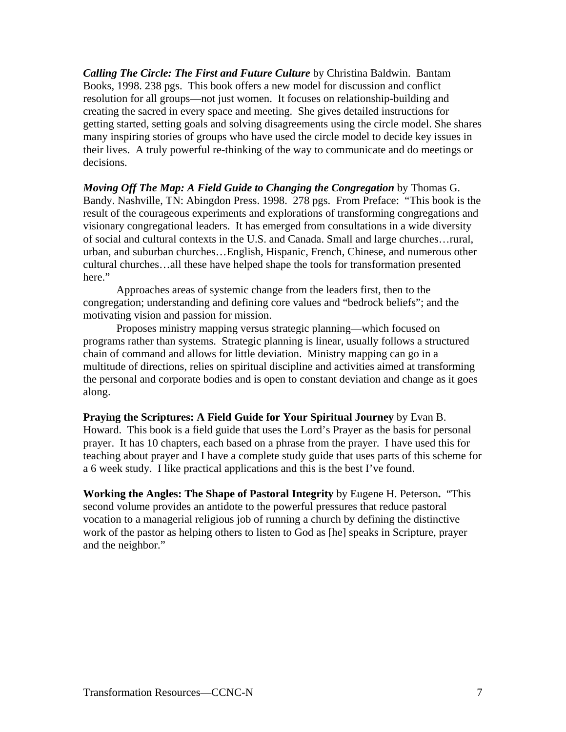***Calling The Circle: The First and Future Culture*** by Christina Baldwin. Bantam Books, 1998. 238 pgs. This book offers a new model for discussion and conflict resolution for all groups—not just women. It focuses on relationship-building and creating the sacred in every space and meeting. She gives detailed instructions for getting started, setting goals and solving disagreements using the circle model. She shares many inspiring stories of groups who have used the circle model to decide key issues in their lives. A truly powerful re-thinking of the way to communicate and do meetings or decisions.

***Moving Off The Map: A Field Guide to Changing the Congregation*** by Thomas G. Bandy. Nashville, TN: Abingdon Press. 1998. 278 pgs. From Preface: "This book is the result of the courageous experiments and explorations of transforming congregations and visionary congregational leaders. It has emerged from consultations in a wide diversity of social and cultural contexts in the U.S. and Canada. Small and large churches…rural, urban, and suburban churches…English, Hispanic, French, Chinese, and numerous other cultural churches…all these have helped shape the tools for transformation presented here."

Approaches areas of systemic change from the leaders first, then to the congregation; understanding and defining core values and "bedrock beliefs"; and the motivating vision and passion for mission.

Proposes ministry mapping versus strategic planning—which focused on programs rather than systems. Strategic planning is linear, usually follows a structured chain of command and allows for little deviation. Ministry mapping can go in a multitude of directions, relies on spiritual discipline and activities aimed at transforming the personal and corporate bodies and is open to constant deviation and change as it goes along.

**Praying the Scriptures: A Field Guide for Your Spiritual Journey** by Evan B. Howard. This book is a field guide that uses the Lord's Prayer as the basis for personal prayer. It has 10 chapters, each based on a phrase from the prayer. I have used this for teaching about prayer and I have a complete study guide that uses parts of this scheme for a 6 week study. I like practical applications and this is the best I've found.

**Working the Angles: The Shape of Pastoral Integrity** by Eugene H. Peterson**.** "This second volume provides an antidote to the powerful pressures that reduce pastoral vocation to a managerial religious job of running a church by defining the distinctive work of the pastor as helping others to listen to God as [he] speaks in Scripture, prayer and the neighbor."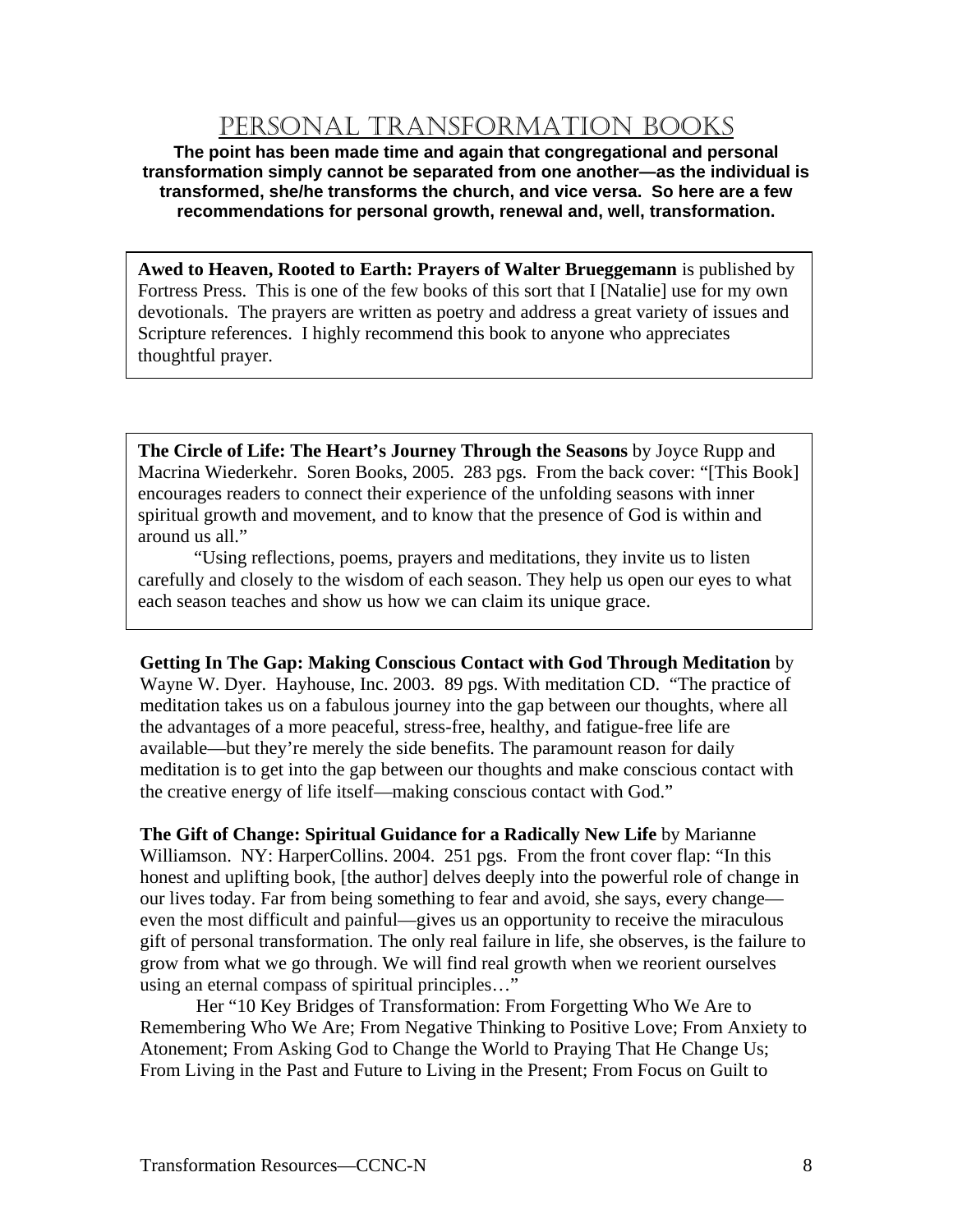# Personal Transformation Books

**The point has been made time and again that congregational and personal transformation simply cannot be separated from one another—as the individual is transformed, she/he transforms the church, and vice versa. So here are a few recommendations for personal growth, renewal and, well, transformation.**

**Awed to Heaven, Rooted to Earth: Prayers of Walter Brueggemann** is published by Fortress Press. This is one of the few books of this sort that I [Natalie] use for my own devotionals. The prayers are written as poetry and address a great variety of issues and Scripture references. I highly recommend this book to anyone who appreciates thoughtful prayer.

**The Circle of Life: The Heart's Journey Through the Seasons** by Joyce Rupp and Macrina Wiederkehr. Soren Books, 2005. 283 pgs. From the back cover: "[This Book] encourages readers to connect their experience of the unfolding seasons with inner spiritual growth and movement, and to know that the presence of God is within and around us all."

"Using reflections, poems, prayers and meditations, they invite us to listen carefully and closely to the wisdom of each season. They help us open our eyes to what each season teaches and show us how we can claim its unique grace.

**Getting In The Gap: Making Conscious Contact with God Through Meditation** by Wayne W. Dyer. Hayhouse, Inc. 2003. 89 pgs. With meditation CD. "The practice of meditation takes us on a fabulous journey into the gap between our thoughts, where all the advantages of a more peaceful, stress-free, healthy, and fatigue-free life are available—but they're merely the side benefits. The paramount reason for daily meditation is to get into the gap between our thoughts and make conscious contact with the creative energy of life itself—making conscious contact with God."

**The Gift of Change: Spiritual Guidance for a Radically New Life** by Marianne Williamson. NY: HarperCollins. 2004. 251 pgs. From the front cover flap: "In this honest and uplifting book, [the author] delves deeply into the powerful role of change in our lives today. Far from being something to fear and avoid, she says, every change—even the most difficult and painful—gives us an opportunity to receive the miraculous gift of personal transformation. The only real failure in life, she observes, is the failure to grow from what we go through. We will find real growth when we reorient ourselves using an eternal compass of spiritual principles…"

Her "10 Key Bridges of Transformation: From Forgetting Who We Are to Remembering Who We Are; From Negative Thinking to Positive Love; From Anxiety to Atonement; From Asking God to Change the World to Praying That He Change Us; From Living in the Past and Future to Living in the Present; From Focus on Guilt to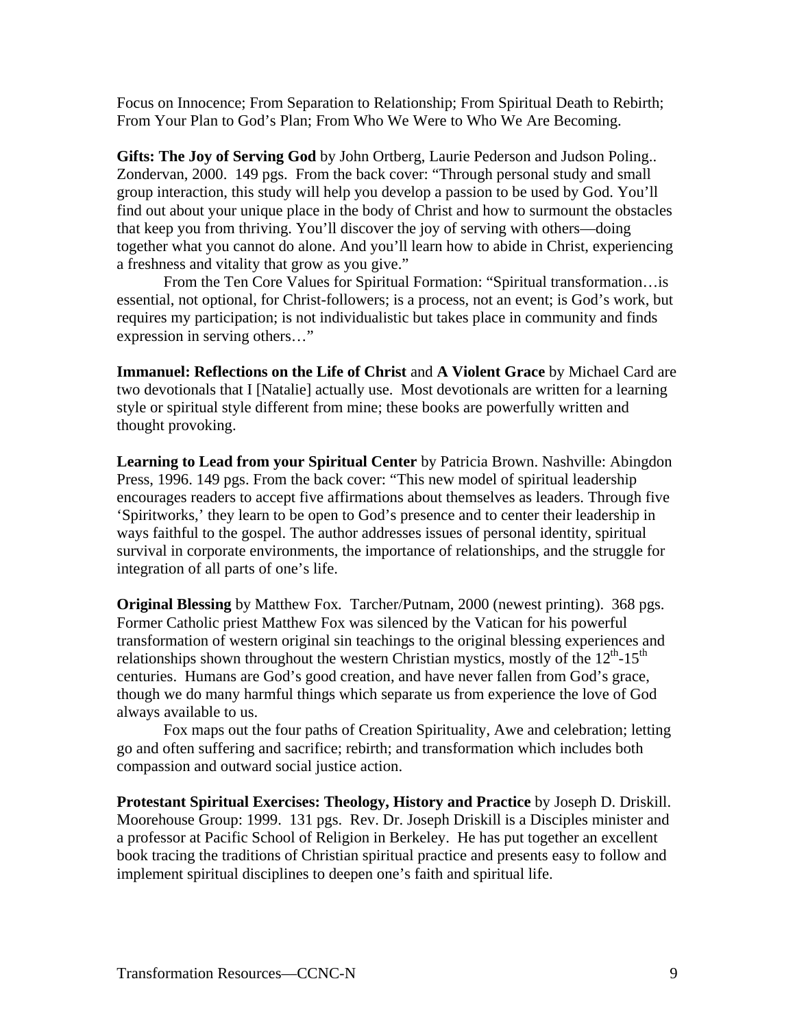Focus on Innocence; From Separation to Relationship; From Spiritual Death to Rebirth; From Your Plan to God's Plan; From Who We Were to Who We Are Becoming.

**Gifts: The Joy of Serving God** by John Ortberg, Laurie Pederson and Judson Poling.. Zondervan, 2000. 149 pgs. From the back cover: "Through personal study and small group interaction, this study will help you develop a passion to be used by God. You'll find out about your unique place in the body of Christ and how to surmount the obstacles that keep you from thriving. You'll discover the joy of serving with others—doing together what you cannot do alone. And you'll learn how to abide in Christ, experiencing a freshness and vitality that grow as you give."

From the Ten Core Values for Spiritual Formation: "Spiritual transformation…is essential, not optional, for Christ-followers; is a process, not an event; is God's work, but requires my participation; is not individualistic but takes place in community and finds expression in serving others…"

**Immanuel: Reflections on the Life of Christ** and **A Violent Grace** by Michael Card are two devotionals that I [Natalie] actually use. Most devotionals are written for a learning style or spiritual style different from mine; these books are powerfully written and thought provoking.

**Learning to Lead from your Spiritual Center** by Patricia Brown. Nashville: Abingdon Press, 1996. 149 pgs. From the back cover: "This new model of spiritual leadership encourages readers to accept five affirmations about themselves as leaders. Through five 'Spiritworks,' they learn to be open to God's presence and to center their leadership in ways faithful to the gospel. The author addresses issues of personal identity, spiritual survival in corporate environments, the importance of relationships, and the struggle for integration of all parts of one's life.

**Original Blessing** by Matthew Fox. Tarcher/Putnam, 2000 (newest printing). 368 pgs. Former Catholic priest Matthew Fox was silenced by the Vatican for his powerful transformation of western original sin teachings to the original blessing experiences and relationships shown throughout the western Christian mystics, mostly of the 12th-15th centuries. Humans are God's good creation, and have never fallen from God's grace, though we do many harmful things which separate us from experience the love of God always available to us.

Fox maps out the four paths of Creation Spirituality, Awe and celebration; letting go and often suffering and sacrifice; rebirth; and transformation which includes both compassion and outward social justice action.

**Protestant Spiritual Exercises: Theology, History and Practice** by Joseph D. Driskill. Moorehouse Group: 1999. 131 pgs. Rev. Dr. Joseph Driskill is a Disciples minister and a professor at Pacific School of Religion in Berkeley. He has put together an excellent book tracing the traditions of Christian spiritual practice and presents easy to follow and implement spiritual disciplines to deepen one's faith and spiritual life.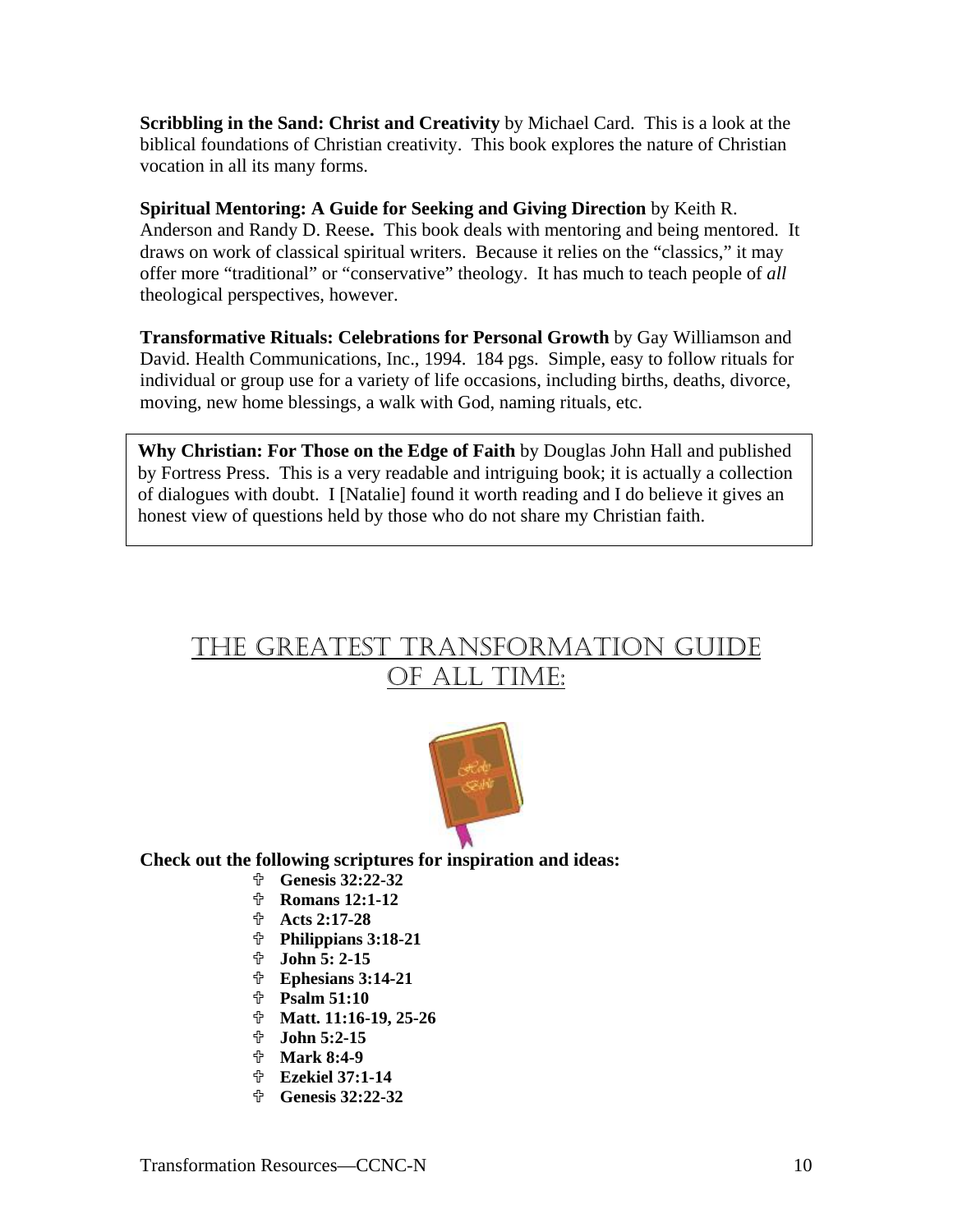**Scribbling in the Sand: Christ and Creativity** by Michael Card. This is a look at the biblical foundations of Christian creativity. This book explores the nature of Christian vocation in all its many forms.

**Spiritual Mentoring: A Guide for Seeking and Giving Direction** by Keith R. Anderson and Randy D. Reese**.** This book deals with mentoring and being mentored. It draws on work of classical spiritual writers. Because it relies on the "classics," it may offer more "traditional" or "conservative" theology. It has much to teach people of *all* theological perspectives, however.

**Transformative Rituals: Celebrations for Personal Growth** by Gay Williamson and David. Health Communications, Inc., 1994. 184 pgs. Simple, easy to follow rituals for individual or group use for a variety of life occasions, including births, deaths, divorce, moving, new home blessings, a walk with God, naming rituals, etc.

**Why Christian: For Those on the Edge of Faith** by Douglas John Hall and published by Fortress Press. This is a very readable and intriguing book; it is actually a collection of dialogues with doubt. I [Natalie] found it worth reading and I do believe it gives an honest view of questions held by those who do not share my Christian faith.

## THE GREATEST TRANSFORMATION GUIDE OF ALL TIME:

**Check out the following scriptures for inspiration and ideas:**

- **Genesis 32:22-32**
- **Romans 12:1-12**
- **Acts 2:17-28**
- **Philippians 3:18-21**
- **John 5: 2-15**
- **Ephesians 3:14-21**
- **Psalm 51:10**
- **Matt. 11:16-19, 25-26**
- **John 5:2-15**
- **Mark 8:4-9**
- **Ezekiel 37:1-14**
- **Genesis 32:22-32**